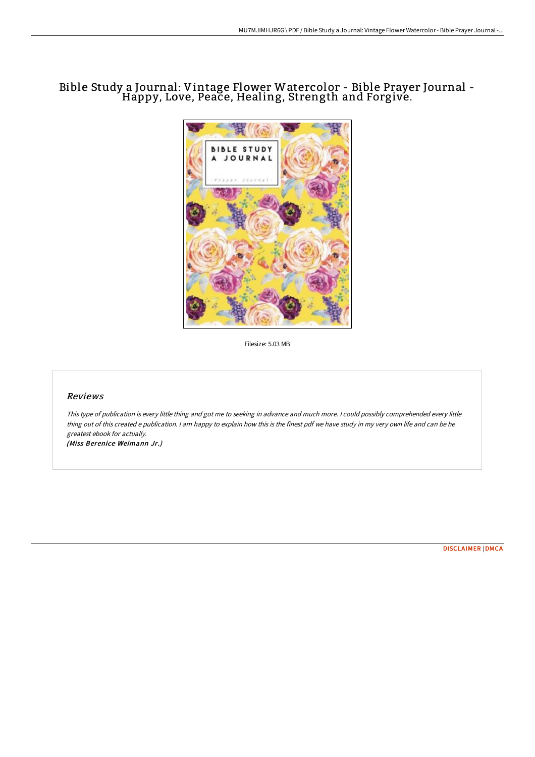# Bible Study a Journal: Vintage Flower Watercolor - Bible Prayer Journal - Happy, Love, Peace, Healing, Strength and Forgive.

Filesize: 5.03 MB

## Reviews

*This type of publication is every little thing and got me to seeking in advance and much more. I could possibly comprehended every little thing out of this created e publication. I am happy to explain how this is the finest pdf we have study in my very own life and can be he greatest ebook for actually.*

***(Miss Berenice Weimann Jr.)***

DISCLAIMER | DMCA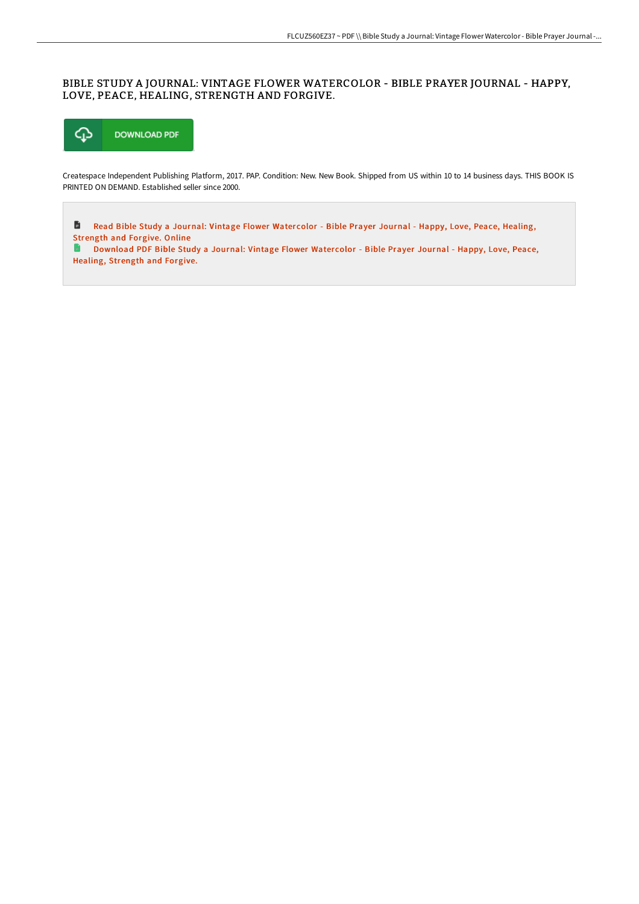# BIBLE STUDY A JOURNAL: VINTAGE FLOWER WATERCOLOR - BIBLE PRAYER JOURNAL - HAPPY, LOVE, PEACE, HEALING, STRENGTH AND FORGIVE.

DOWNLOAD PDF

Createspace Independent Publishing Platform, 2017. PAP. Condition: New. New Book. Shipped from US within 10 to 14 business days. THIS BOOK IS PRINTED ON DEMAND. Established seller since 2000.

Read Bible Study a Journal: Vintage Flower Watercolor - Bible Prayer Journal - Happy, Love, Peace, Healing, Strength and Forgive. Online

Download PDF Bible Study a Journal: Vintage Flower Watercolor - Bible Prayer Journal - Happy, Love, Peace, Healing, Strength and Forgive.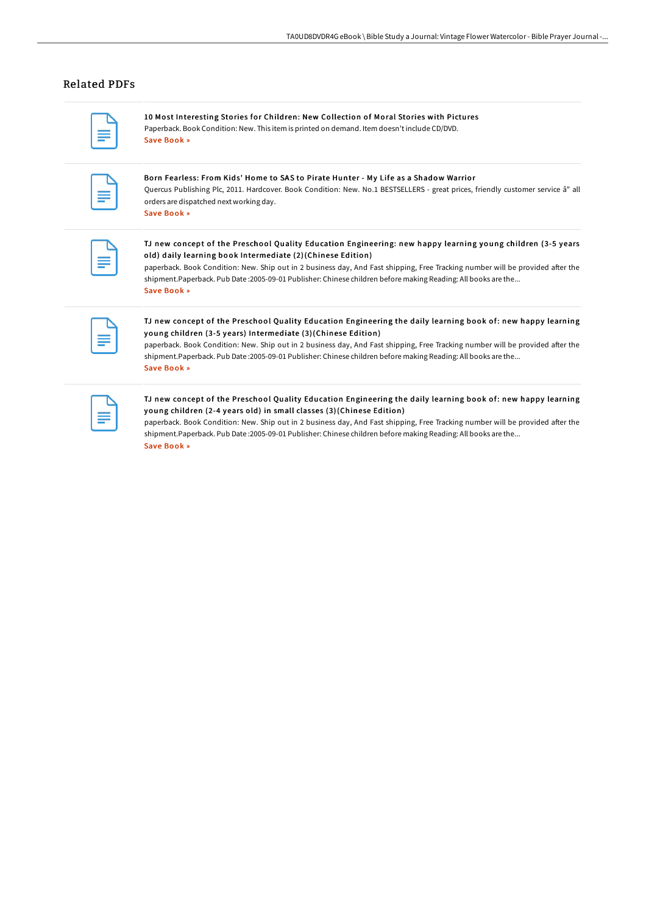## Related PDFs

**10 Most Interesting Stories for Children: New Collection of Moral Stories with Pictures**
Paperback. Book Condition: New. This item is printed on demand. Item doesn't include CD/DVD.
Save Book »

**Born Fearless: From Kids' Home to SAS to Pirate Hunter - My Life as a Shadow Warrior**
Quercus Publishing Plc, 2011. Hardcover. Book Condition: New. No.1 BESTSELLERS - great prices, friendly customer service â" all orders are dispatched next working day.
Save Book »

**TJ new concept of the Preschool Quality Education Engineering: new happy learning young children (3-5 years old) daily learning book Intermediate (2)(Chinese Edition)**
paperback. Book Condition: New. Ship out in 2 business day, And Fast shipping, Free Tracking number will be provided after the shipment.Paperback. Pub Date :2005-09-01 Publisher: Chinese children before making Reading: All books are the...
Save Book »

**TJ new concept of the Preschool Quality Education Engineering the daily learning book of: new happy learning young children (3-5 years) Intermediate (3)(Chinese Edition)**
paperback. Book Condition: New. Ship out in 2 business day, And Fast shipping, Free Tracking number will be provided after the shipment.Paperback. Pub Date :2005-09-01 Publisher: Chinese children before making Reading: All books are the...
Save Book »

**TJ new concept of the Preschool Quality Education Engineering the daily learning book of: new happy learning young children (2-4 years old) in small classes (3)(Chinese Edition)**
paperback. Book Condition: New. Ship out in 2 business day, And Fast shipping, Free Tracking number will be provided after the shipment.Paperback. Pub Date :2005-09-01 Publisher: Chinese children before making Reading: All books are the...
Save Book »